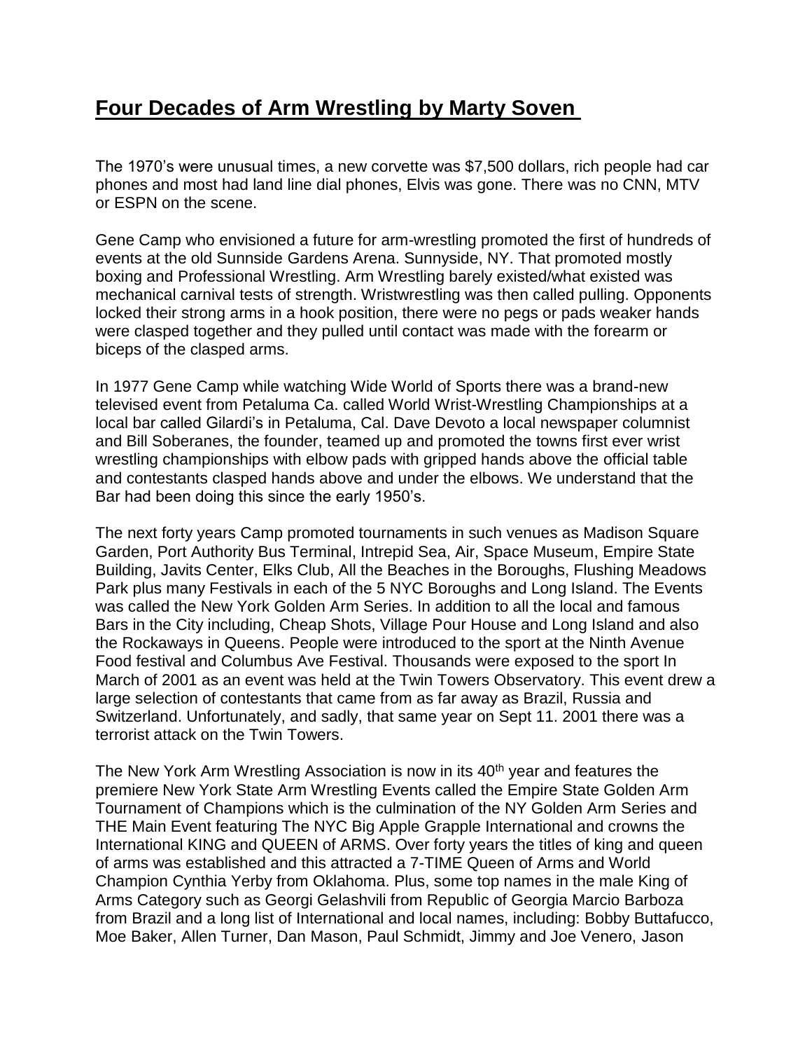# Four Decades of Arm Wrestling by Marty Soven

The 1970's were unusual times, a new corvette was $7,500 dollars, rich people had car phones and most had land line dial phones, Elvis was gone. There was no CNN, MTV or ESPN on the scene.

Gene Camp who envisioned a future for arm-wrestling promoted the first of hundreds of events at the old Sunnside Gardens Arena. Sunnyside, NY. That promoted mostly boxing and Professional Wrestling. Arm Wrestling barely existed/what existed was mechanical carnival tests of strength. Wristwrestling was then called pulling. Opponents locked their strong arms in a hook position, there were no pegs or pads weaker hands were clasped together and they pulled until contact was made with the forearm or biceps of the clasped arms.

In 1977 Gene Camp while watching Wide World of Sports there was a brand-new televised event from Petaluma Ca. called World Wrist-Wrestling Championships at a local bar called Gilardi's in Petaluma, Cal. Dave Devoto a local newspaper columnist and Bill Soberanes, the founder, teamed up and promoted the towns first ever wrist wrestling championships with elbow pads with gripped hands above the official table and contestants clasped hands above and under the elbows. We understand that the Bar had been doing this since the early 1950's.

The next forty years Camp promoted tournaments in such venues as Madison Square Garden, Port Authority Bus Terminal, Intrepid Sea, Air, Space Museum, Empire State Building, Javits Center, Elks Club, All the Beaches in the Boroughs, Flushing Meadows Park plus many Festivals in each of the 5 NYC Boroughs and Long Island. The Events was called the New York Golden Arm Series. In addition to all the local and famous Bars in the City including, Cheap Shots, Village Pour House and Long Island and also the Rockaways in Queens. People were introduced to the sport at the Ninth Avenue Food festival and Columbus Ave Festival. Thousands were exposed to the sport In March of 2001 as an event was held at the Twin Towers Observatory. This event drew a large selection of contestants that came from as far away as Brazil, Russia and Switzerland. Unfortunately, and sadly, that same year on Sept 11. 2001 there was a terrorist attack on the Twin Towers.

The New York Arm Wrestling Association is now in its 40th year and features the premiere New York State Arm Wrestling Events called the Empire State Golden Arm Tournament of Champions which is the culmination of the NY Golden Arm Series and THE Main Event featuring The NYC Big Apple Grapple International and crowns the International KING and QUEEN of ARMS. Over forty years the titles of king and queen of arms was established and this attracted a 7-TIME Queen of Arms and World Champion Cynthia Yerby from Oklahoma. Plus, some top names in the male King of Arms Category such as Georgi Gelashvili from Republic of Georgia Marcio Barboza from Brazil and a long list of International and local names, including: Bobby Buttafucco, Moe Baker, Allen Turner, Dan Mason, Paul Schmidt, Jimmy and Joe Venero, Jason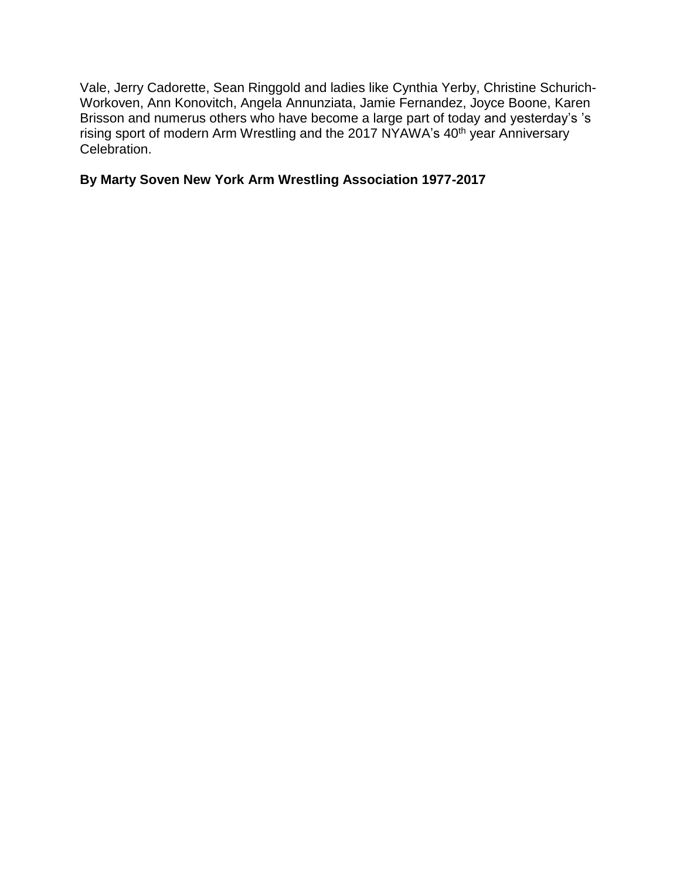Vale, Jerry Cadorette, Sean Ringgold and ladies like Cynthia Yerby, Christine Schurich-Workoven, Ann Konovitch, Angela Annunziata, Jamie Fernandez, Joyce Boone, Karen Brisson and numerus others who have become a large part of today and yesterday's 's rising sport of modern Arm Wrestling and the 2017 NYAWA's 40th year Anniversary Celebration.

**By Marty Soven New York Arm Wrestling Association 1977-2017**